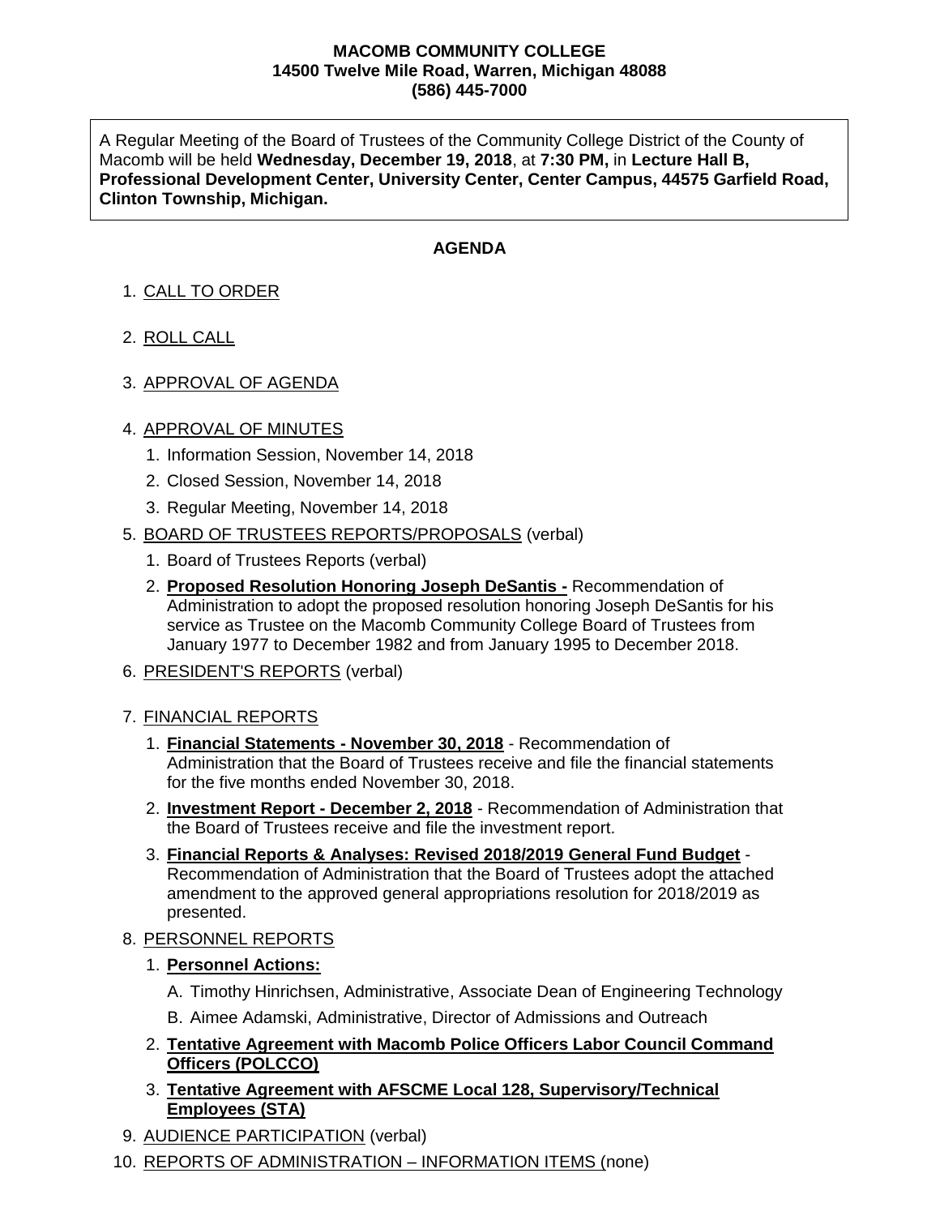**MACOMB COMMUNITY COLLEGE**
**14500 Twelve Mile Road, Warren, Michigan 48088**
**(586) 445-7000**

A Regular Meeting of the Board of Trustees of the Community College District of the County of Macomb will be held **Wednesday, December 19, 2018**, at **7:30 PM,** in **Lecture Hall B, Professional Development Center, University Center, Center Campus, 44575 Garfield Road, Clinton Township, Michigan.**

## AGENDA

1. CALL TO ORDER
2. ROLL CALL
3. APPROVAL OF AGENDA
4. APPROVAL OF MINUTES
   1. Information Session, November 14, 2018
   2. Closed Session, November 14, 2018
   3. Regular Meeting, November 14, 2018
5. BOARD OF TRUSTEES REPORTS/PROPOSALS (verbal)
   1. Board of Trustees Reports (verbal)
   2. **Proposed Resolution Honoring Joseph DeSantis -** Recommendation of Administration to adopt the proposed resolution honoring Joseph DeSantis for his service as Trustee on the Macomb Community College Board of Trustees from January 1977 to December 1982 and from January 1995 to December 2018.
6. PRESIDENT'S REPORTS (verbal)
7. FINANCIAL REPORTS
   1. **Financial Statements - November 30, 2018** - Recommendation of Administration that the Board of Trustees receive and file the financial statements for the five months ended November 30, 2018.
   2. **Investment Report - December 2, 2018** - Recommendation of Administration that the Board of Trustees receive and file the investment report.
   3. **Financial Reports & Analyses: Revised 2018/2019 General Fund Budget** - Recommendation of Administration that the Board of Trustees adopt the attached amendment to the approved general appropriations resolution for 2018/2019 as presented.
8. PERSONNEL REPORTS
   1. **Personnel Actions:**
      - A. Timothy Hinrichsen, Administrative, Associate Dean of Engineering Technology
      - B. Aimee Adamski, Administrative, Director of Admissions and Outreach
   2. **Tentative Agreement with Macomb Police Officers Labor Council Command Officers (POLCCO)**
   3. **Tentative Agreement with AFSCME Local 128, Supervisory/Technical Employees (STA)**
9. AUDIENCE PARTICIPATION (verbal)
10. REPORTS OF ADMINISTRATION – INFORMATION ITEMS (none)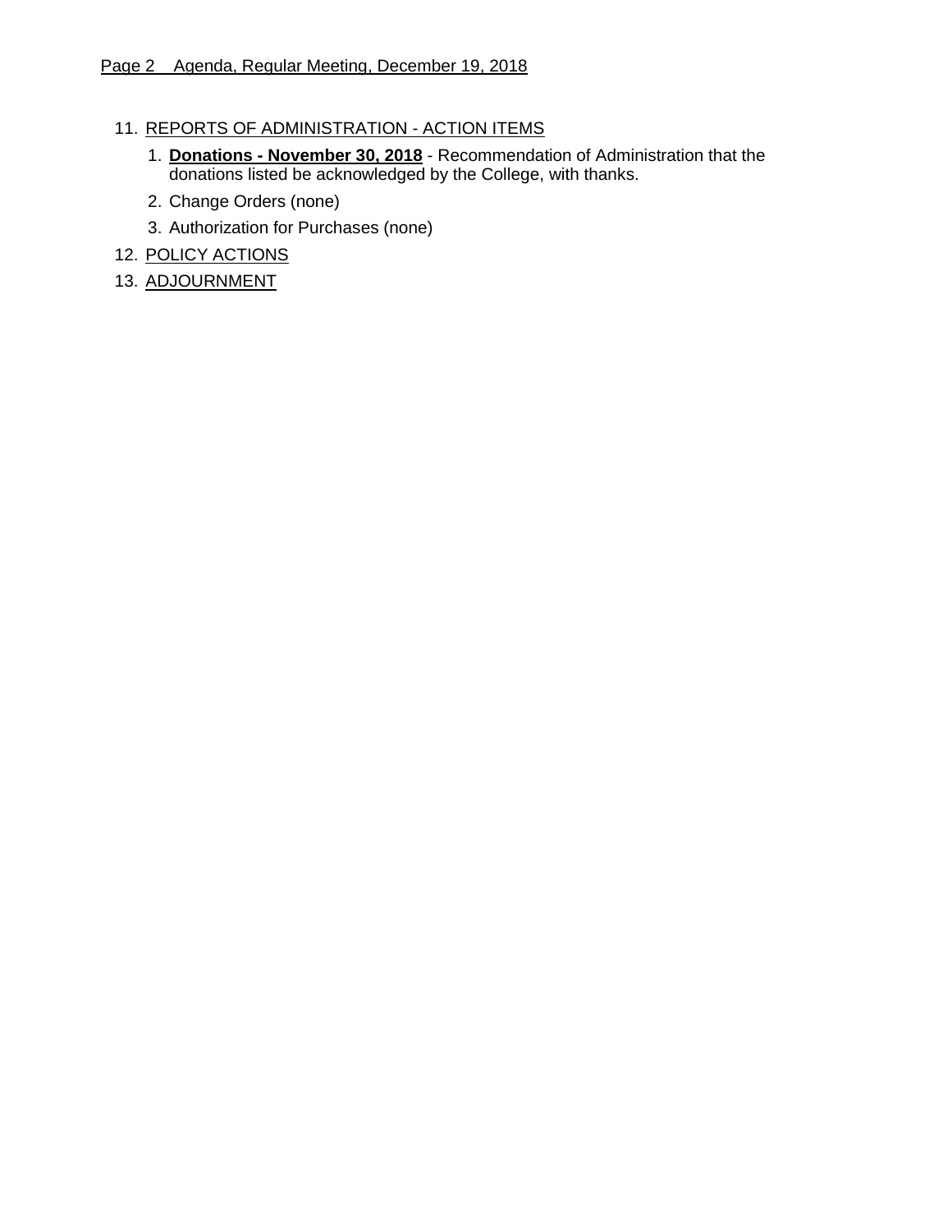11. REPORTS OF ADMINISTRATION - ACTION ITEMS
    1. **Donations - November 30, 2018** - Recommendation of Administration that the donations listed be acknowledged by the College, with thanks.
    2. Change Orders (none)
    3. Authorization for Purchases (none)
12. POLICY ACTIONS
13. ADJOURNMENT